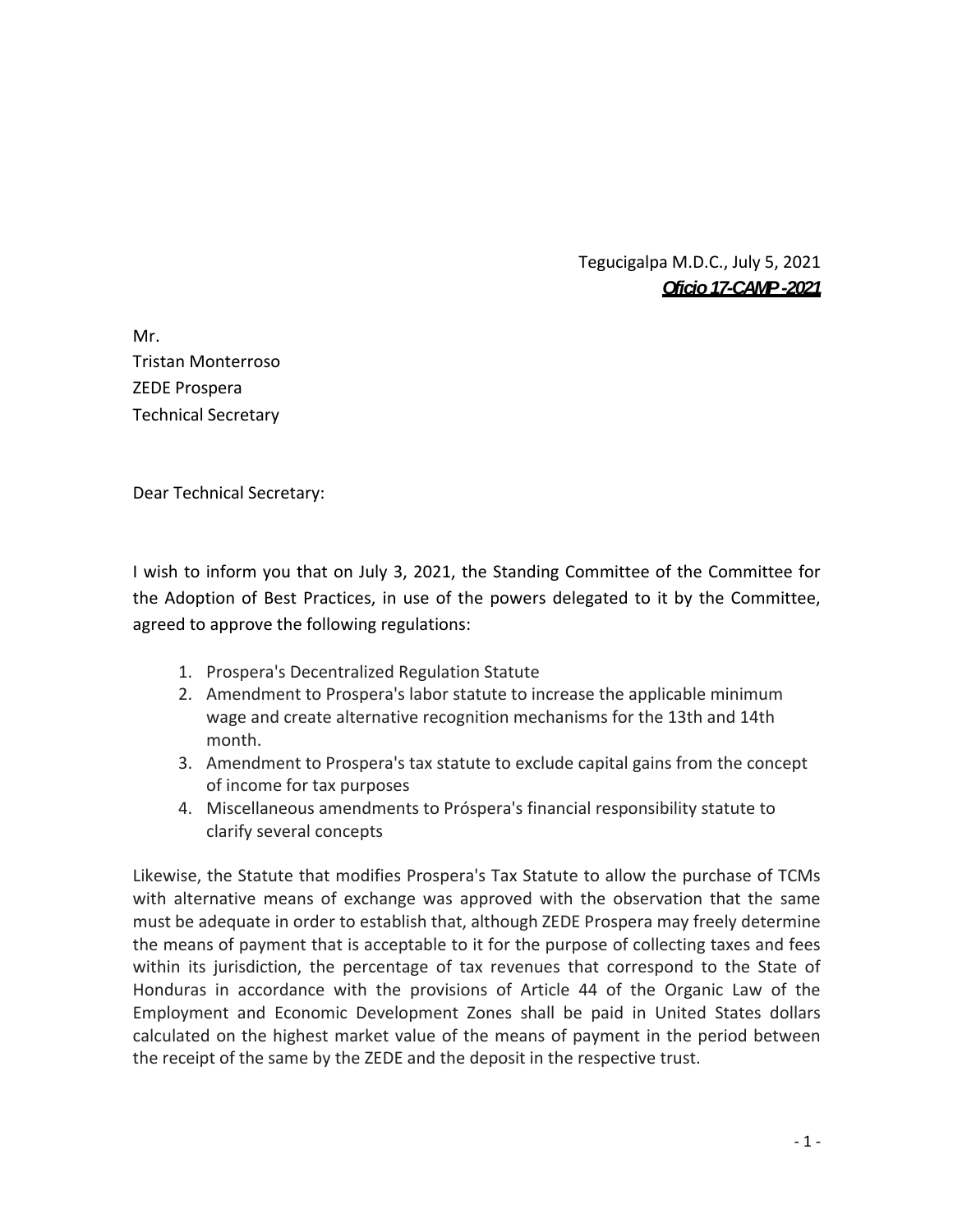Tegucigalpa M.D.C., July 5, 2021

***Oficio 17-CAMP -2021***

Mr.
Tristan Monterroso
ZEDE Prospera
Technical Secretary

Dear Technical Secretary:

I wish to inform you that on July 3, 2021, the Standing Committee of the Committee for the Adoption of Best Practices, in use of the powers delegated to it by the Committee, agreed to approve the following regulations:

1. Prospera's Decentralized Regulation Statute
2. Amendment to Prospera's labor statute to increase the applicable minimum wage and create alternative recognition mechanisms for the 13th and 14th month.
3. Amendment to Prospera's tax statute to exclude capital gains from the concept of income for tax purposes
4. Miscellaneous amendments to Próspera's financial responsibility statute to clarify several concepts

Likewise, the Statute that modifies Prospera's Tax Statute to allow the purchase of TCMs with alternative means of exchange was approved with the observation that the same must be adequate in order to establish that, although ZEDE Prospera may freely determine the means of payment that is acceptable to it for the purpose of collecting taxes and fees within its jurisdiction, the percentage of tax revenues that correspond to the State of Honduras in accordance with the provisions of Article 44 of the Organic Law of the Employment and Economic Development Zones shall be paid in United States dollars calculated on the highest market value of the means of payment in the period between the receipt of the same by the ZEDE and the deposit in the respective trust.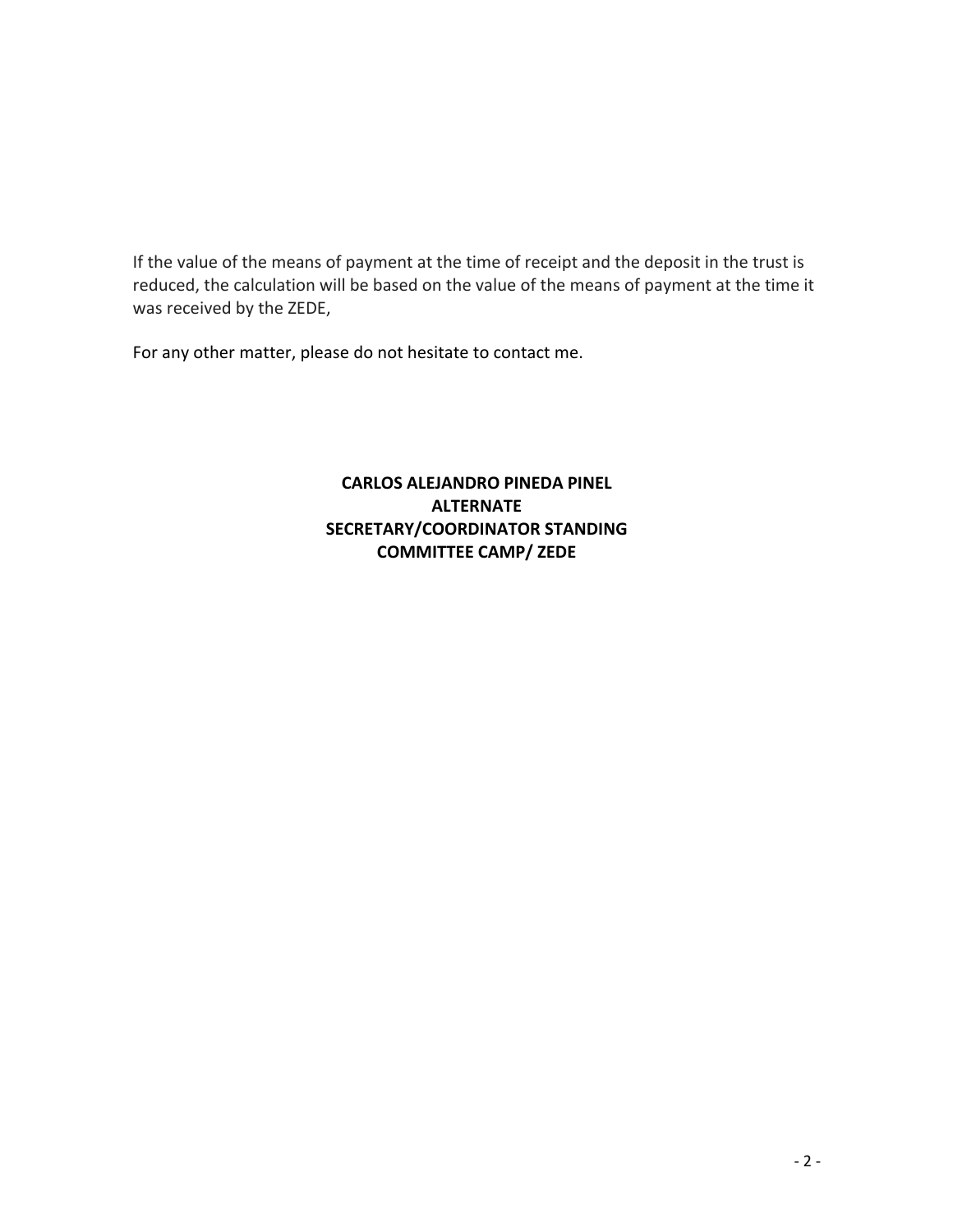If the value of the means of payment at the time of receipt and the deposit in the trust is reduced, the calculation will be based on the value of the means of payment at the time it was received by the ZEDE,

For any other matter, please do not hesitate to contact me.

**CARLOS ALEJANDRO PINEDA PINEL**
**ALTERNATE**
**SECRETARY/COORDINATOR STANDING**
**COMMITTEE CAMP/ ZEDE**